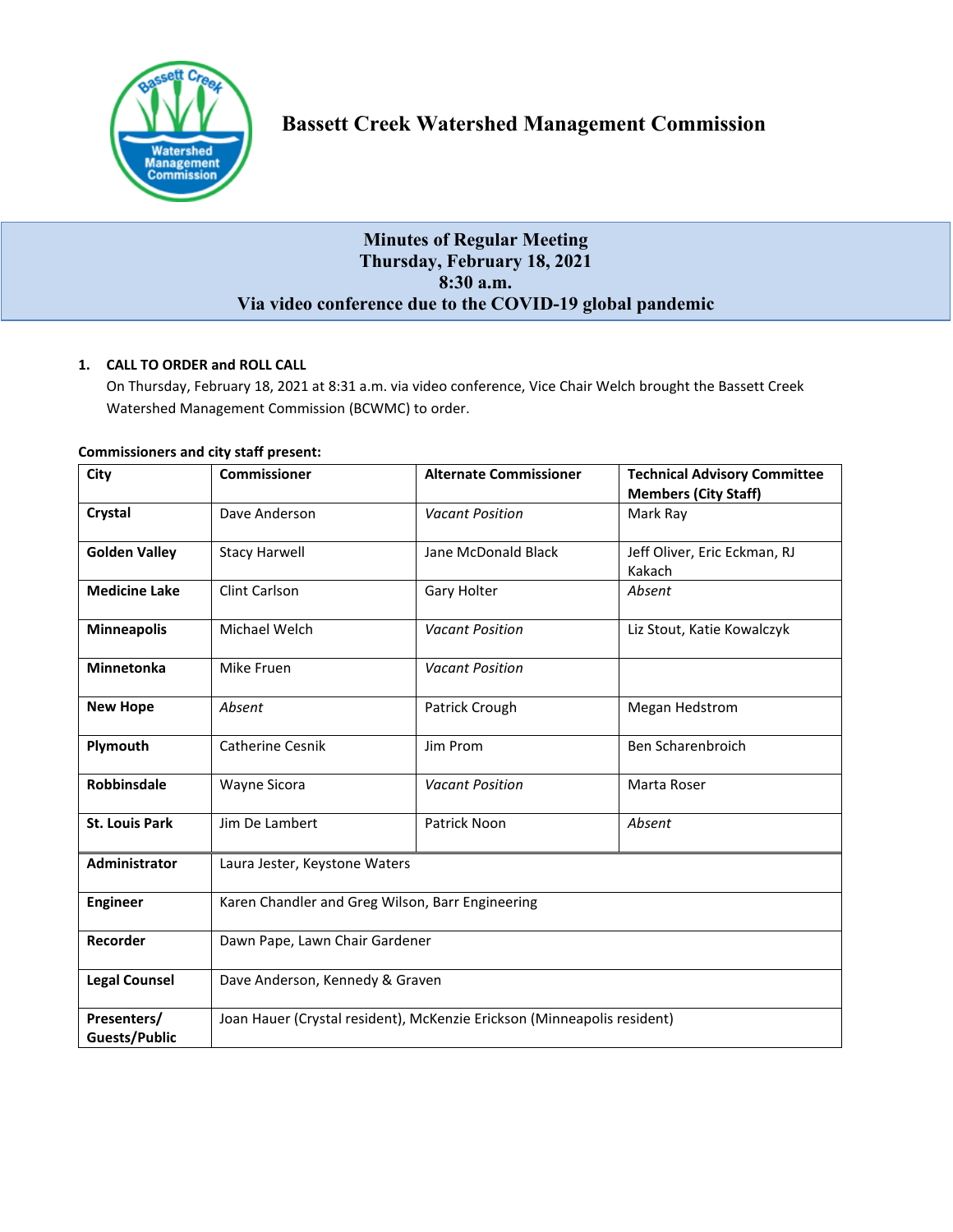# Bassett Creek Watershed Management Commission

## Minutes of Regular Meeting
## Thursday, February 18, 2021
## 8:30 a.m.
## Via video conference due to the COVID-19 global pandemic

**1. CALL TO ORDER and ROLL CALL**

On Thursday, February 18, 2021 at 8:31 a.m. via video conference, Vice Chair Welch brought the Bassett Creek Watershed Management Commission (BCWMC) to order.

**Commissioners and city staff present:**

| City | Commissioner | Alternate Commissioner | Technical Advisory Committee Members (City Staff) |
|---|---|---|---|
| **Crystal** | Dave Anderson | *Vacant Position* | Mark Ray |
| **Golden Valley** | Stacy Harwell | Jane McDonald Black | Jeff Oliver, Eric Eckman, RJ Kakach |
| **Medicine Lake** | Clint Carlson | Gary Holter | *Absent* |
| **Minneapolis** | Michael Welch | *Vacant Position* | Liz Stout, Katie Kowalczyk |
| **Minnetonka** | Mike Fruen | *Vacant Position* | |
| **New Hope** | *Absent* | Patrick Crough | Megan Hedstrom |
| **Plymouth** | Catherine Cesnik | Jim Prom | Ben Scharenbroich |
| **Robbinsdale** | Wayne Sicora | *Vacant Position* | Marta Roser |
| **St. Louis Park** | Jim De Lambert | Patrick Noon | *Absent* |
| **Administrator** | Laura Jester, Keystone Waters | | |
| **Engineer** | Karen Chandler and Greg Wilson, Barr Engineering | | |
| **Recorder** | Dawn Pape, Lawn Chair Gardener | | |
| **Legal Counsel** | Dave Anderson, Kennedy & Graven | | |
| **Presenters/ Guests/Public** | Joan Hauer (Crystal resident), McKenzie Erickson (Minneapolis resident) | | |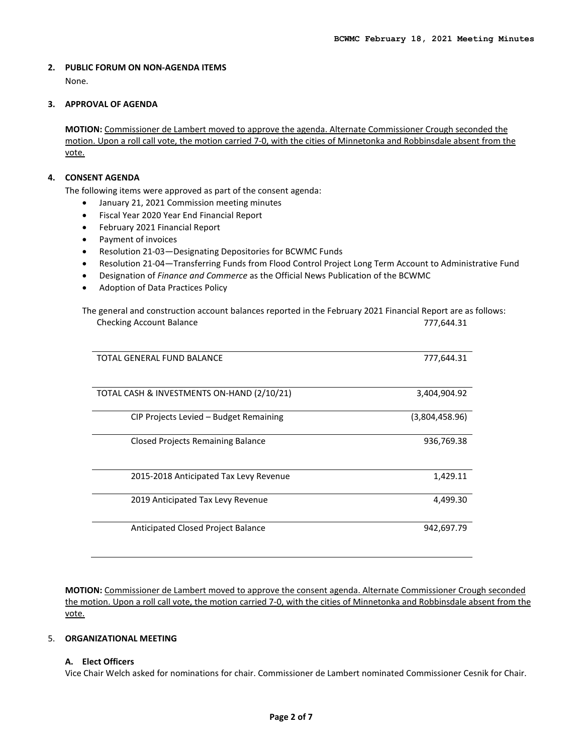## 2. PUBLIC FORUM ON NON-AGENDA ITEMS

None.

## 3. APPROVAL OF AGENDA

**MOTION:** Commissioner de Lambert moved to approve the agenda. Alternate Commissioner Crough seconded the motion. Upon a roll call vote, the motion carried 7-0, with the cities of Minnetonka and Robbinsdale absent from the vote.

## 4. CONSENT AGENDA

The following items were approved as part of the consent agenda:

- January 21, 2021 Commission meeting minutes
- Fiscal Year 2020 Year End Financial Report
- February 2021 Financial Report
- Payment of invoices
- Resolution 21-03—Designating Depositories for BCWMC Funds
- Resolution 21-04—Transferring Funds from Flood Control Project Long Term Account to Administrative Fund
- Designation of *Finance and Commerce* as the Official News Publication of the BCWMC
- Adoption of Data Practices Policy

The general and construction account balances reported in the February 2021 Financial Report are as follows:

| | |
|---|---|
| Checking Account Balance | 777,644.31 |
| TOTAL GENERAL FUND BALANCE | 777,644.31 |
| TOTAL CASH & INVESTMENTS ON-HAND (2/10/21) | 3,404,904.92 |
| CIP Projects Levied – Budget Remaining | (3,804,458.96) |
| Closed Projects Remaining Balance | 936,769.38 |
| 2015-2018 Anticipated Tax Levy Revenue | 1,429.11 |
| 2019 Anticipated Tax Levy Revenue | 4,499.30 |
| Anticipated Closed Project Balance | 942,697.79 |

**MOTION:** Commissioner de Lambert moved to approve the consent agenda. Alternate Commissioner Crough seconded the motion. Upon a roll call vote, the motion carried 7-0, with the cities of Minnetonka and Robbinsdale absent from the vote.

## 5. ORGANIZATIONAL MEETING

### A. Elect Officers

Vice Chair Welch asked for nominations for chair. Commissioner de Lambert nominated Commissioner Cesnik for Chair.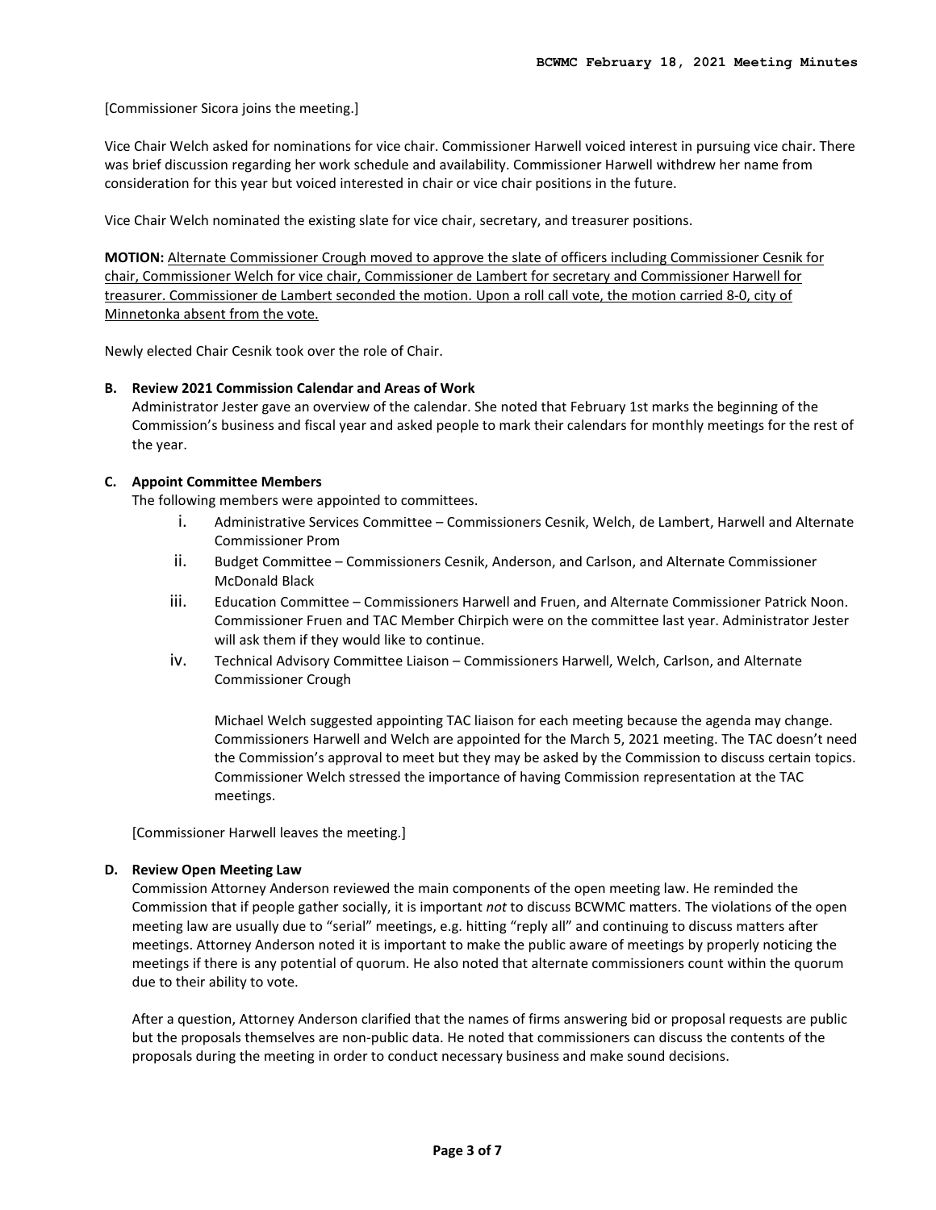[Commissioner Sicora joins the meeting.]

Vice Chair Welch asked for nominations for vice chair. Commissioner Harwell voiced interest in pursuing vice chair. There was brief discussion regarding her work schedule and availability. Commissioner Harwell withdrew her name from consideration for this year but voiced interested in chair or vice chair positions in the future.

Vice Chair Welch nominated the existing slate for vice chair, secretary, and treasurer positions.

**MOTION:** Alternate Commissioner Crough moved to approve the slate of officers including Commissioner Cesnik for chair, Commissioner Welch for vice chair, Commissioner de Lambert for secretary and Commissioner Harwell for treasurer. Commissioner de Lambert seconded the motion. Upon a roll call vote, the motion carried 8-0, city of Minnetonka absent from the vote.

Newly elected Chair Cesnik took over the role of Chair.

**B. Review 2021 Commission Calendar and Areas of Work**

Administrator Jester gave an overview of the calendar. She noted that February 1st marks the beginning of the Commission's business and fiscal year and asked people to mark their calendars for monthly meetings for the rest of the year.

**C. Appoint Committee Members**

The following members were appointed to committees.

i. Administrative Services Committee – Commissioners Cesnik, Welch, de Lambert, Harwell and Alternate Commissioner Prom

ii. Budget Committee – Commissioners Cesnik, Anderson, and Carlson, and Alternate Commissioner McDonald Black

iii. Education Committee – Commissioners Harwell and Fruen, and Alternate Commissioner Patrick Noon. Commissioner Fruen and TAC Member Chirpich were on the committee last year. Administrator Jester will ask them if they would like to continue.

iv. Technical Advisory Committee Liaison – Commissioners Harwell, Welch, Carlson, and Alternate Commissioner Crough

Michael Welch suggested appointing TAC liaison for each meeting because the agenda may change. Commissioners Harwell and Welch are appointed for the March 5, 2021 meeting. The TAC doesn't need the Commission's approval to meet but they may be asked by the Commission to discuss certain topics. Commissioner Welch stressed the importance of having Commission representation at the TAC meetings.

[Commissioner Harwell leaves the meeting.]

**D. Review Open Meeting Law**

Commission Attorney Anderson reviewed the main components of the open meeting law. He reminded the Commission that if people gather socially, it is important *not* to discuss BCWMC matters. The violations of the open meeting law are usually due to "serial" meetings, e.g. hitting "reply all" and continuing to discuss matters after meetings. Attorney Anderson noted it is important to make the public aware of meetings by properly noticing the meetings if there is any potential of quorum. He also noted that alternate commissioners count within the quorum due to their ability to vote.

After a question, Attorney Anderson clarified that the names of firms answering bid or proposal requests are public but the proposals themselves are non-public data. He noted that commissioners can discuss the contents of the proposals during the meeting in order to conduct necessary business and make sound decisions.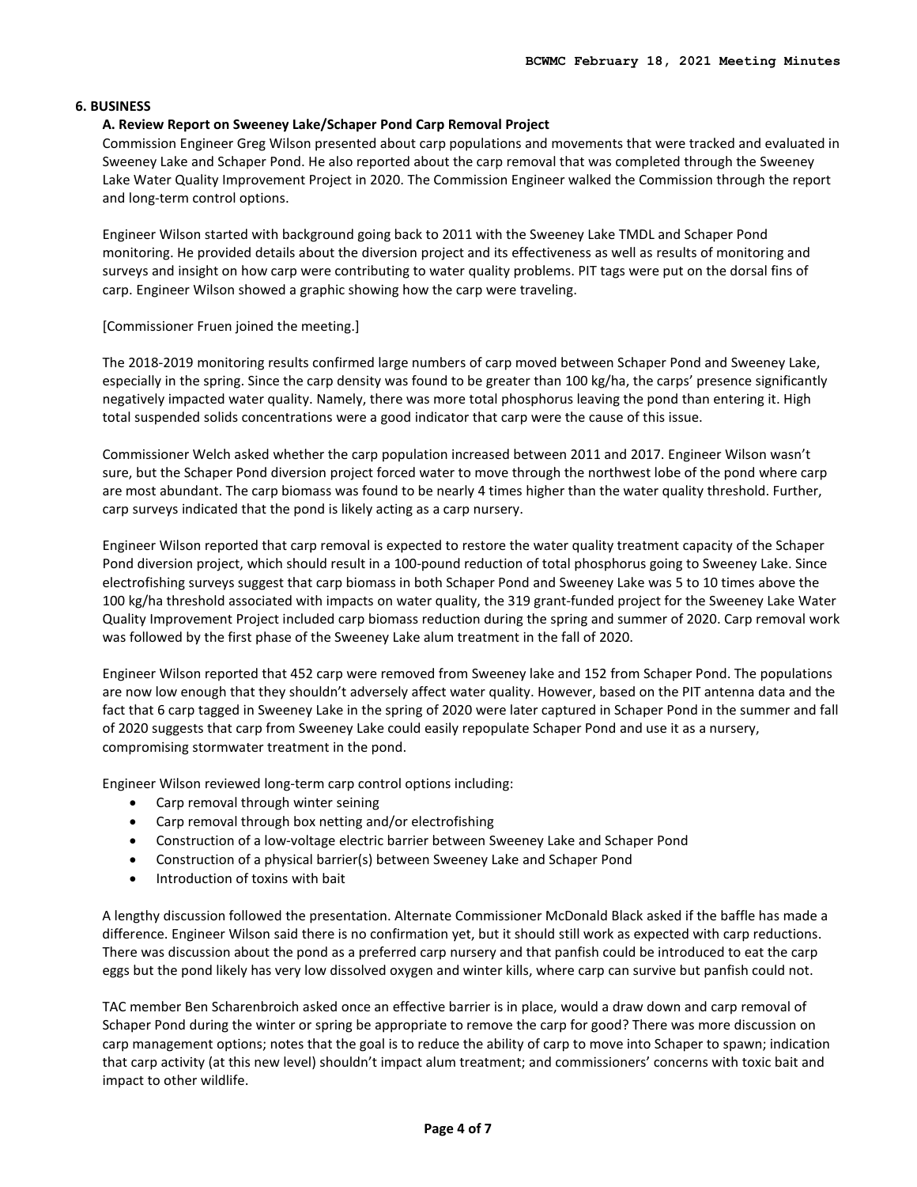## 6. BUSINESS

### A. Review Report on Sweeney Lake/Schaper Pond Carp Removal Project

Commission Engineer Greg Wilson presented about carp populations and movements that were tracked and evaluated in Sweeney Lake and Schaper Pond. He also reported about the carp removal that was completed through the Sweeney Lake Water Quality Improvement Project in 2020. The Commission Engineer walked the Commission through the report and long-term control options.

Engineer Wilson started with background going back to 2011 with the Sweeney Lake TMDL and Schaper Pond monitoring. He provided details about the diversion project and its effectiveness as well as results of monitoring and surveys and insight on how carp were contributing to water quality problems. PIT tags were put on the dorsal fins of carp. Engineer Wilson showed a graphic showing how the carp were traveling.

[Commissioner Fruen joined the meeting.]

The 2018-2019 monitoring results confirmed large numbers of carp moved between Schaper Pond and Sweeney Lake, especially in the spring. Since the carp density was found to be greater than 100 kg/ha, the carps' presence significantly negatively impacted water quality. Namely, there was more total phosphorus leaving the pond than entering it. High total suspended solids concentrations were a good indicator that carp were the cause of this issue.

Commissioner Welch asked whether the carp population increased between 2011 and 2017. Engineer Wilson wasn't sure, but the Schaper Pond diversion project forced water to move through the northwest lobe of the pond where carp are most abundant. The carp biomass was found to be nearly 4 times higher than the water quality threshold. Further, carp surveys indicated that the pond is likely acting as a carp nursery.

Engineer Wilson reported that carp removal is expected to restore the water quality treatment capacity of the Schaper Pond diversion project, which should result in a 100-pound reduction of total phosphorus going to Sweeney Lake. Since electrofishing surveys suggest that carp biomass in both Schaper Pond and Sweeney Lake was 5 to 10 times above the 100 kg/ha threshold associated with impacts on water quality, the 319 grant-funded project for the Sweeney Lake Water Quality Improvement Project included carp biomass reduction during the spring and summer of 2020. Carp removal work was followed by the first phase of the Sweeney Lake alum treatment in the fall of 2020.

Engineer Wilson reported that 452 carp were removed from Sweeney lake and 152 from Schaper Pond. The populations are now low enough that they shouldn't adversely affect water quality. However, based on the PIT antenna data and the fact that 6 carp tagged in Sweeney Lake in the spring of 2020 were later captured in Schaper Pond in the summer and fall of 2020 suggests that carp from Sweeney Lake could easily repopulate Schaper Pond and use it as a nursery, compromising stormwater treatment in the pond.

Engineer Wilson reviewed long-term carp control options including:

- Carp removal through winter seining
- Carp removal through box netting and/or electrofishing
- Construction of a low-voltage electric barrier between Sweeney Lake and Schaper Pond
- Construction of a physical barrier(s) between Sweeney Lake and Schaper Pond
- Introduction of toxins with bait

A lengthy discussion followed the presentation. Alternate Commissioner McDonald Black asked if the baffle has made a difference. Engineer Wilson said there is no confirmation yet, but it should still work as expected with carp reductions. There was discussion about the pond as a preferred carp nursery and that panfish could be introduced to eat the carp eggs but the pond likely has very low dissolved oxygen and winter kills, where carp can survive but panfish could not.

TAC member Ben Scharenbroich asked once an effective barrier is in place, would a draw down and carp removal of Schaper Pond during the winter or spring be appropriate to remove the carp for good? There was more discussion on carp management options; notes that the goal is to reduce the ability of carp to move into Schaper to spawn; indication that carp activity (at this new level) shouldn't impact alum treatment; and commissioners' concerns with toxic bait and impact to other wildlife.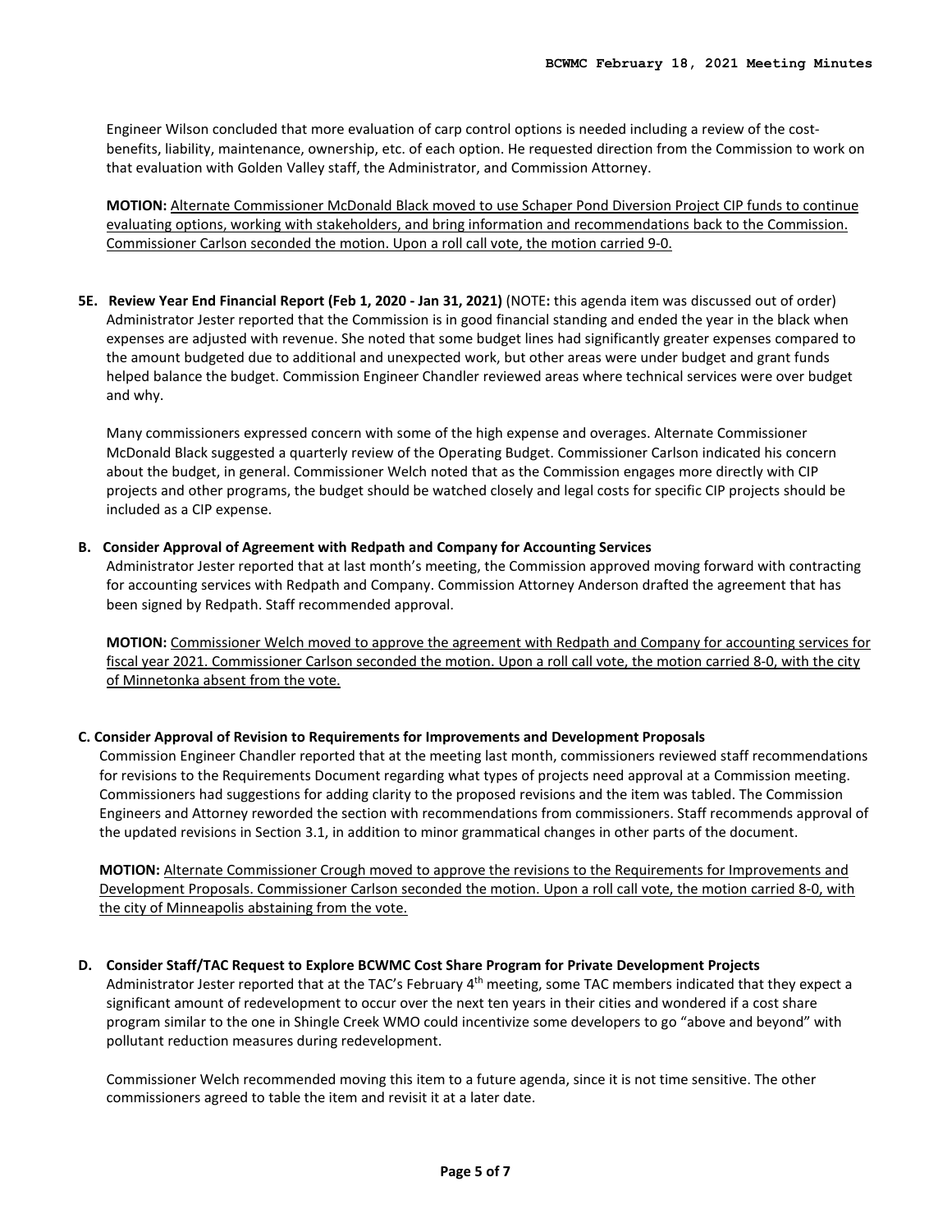Engineer Wilson concluded that more evaluation of carp control options is needed including a review of the cost-benefits, liability, maintenance, ownership, etc. of each option. He requested direction from the Commission to work on that evaluation with Golden Valley staff, the Administrator, and Commission Attorney.

**MOTION:** Alternate Commissioner McDonald Black moved to use Schaper Pond Diversion Project CIP funds to continue evaluating options, working with stakeholders, and bring information and recommendations back to the Commission. Commissioner Carlson seconded the motion. Upon a roll call vote, the motion carried 9-0.

**5E. Review Year End Financial Report (Feb 1, 2020 - Jan 31, 2021)** (NOTE**:** this agenda item was discussed out of order)
Administrator Jester reported that the Commission is in good financial standing and ended the year in the black when expenses are adjusted with revenue. She noted that some budget lines had significantly greater expenses compared to the amount budgeted due to additional and unexpected work, but other areas were under budget and grant funds helped balance the budget. Commission Engineer Chandler reviewed areas where technical services were over budget and why.

Many commissioners expressed concern with some of the high expense and overages. Alternate Commissioner McDonald Black suggested a quarterly review of the Operating Budget. Commissioner Carlson indicated his concern about the budget, in general. Commissioner Welch noted that as the Commission engages more directly with CIP projects and other programs, the budget should be watched closely and legal costs for specific CIP projects should be included as a CIP expense.

**B. Consider Approval of Agreement with Redpath and Company for Accounting Services**
Administrator Jester reported that at last month's meeting, the Commission approved moving forward with contracting for accounting services with Redpath and Company. Commission Attorney Anderson drafted the agreement that has been signed by Redpath. Staff recommended approval.

**MOTION:** Commissioner Welch moved to approve the agreement with Redpath and Company for accounting services for fiscal year 2021. Commissioner Carlson seconded the motion. Upon a roll call vote, the motion carried 8-0, with the city of Minnetonka absent from the vote.

**C. Consider Approval of Revision to Requirements for Improvements and Development Proposals**
Commission Engineer Chandler reported that at the meeting last month, commissioners reviewed staff recommendations for revisions to the Requirements Document regarding what types of projects need approval at a Commission meeting. Commissioners had suggestions for adding clarity to the proposed revisions and the item was tabled. The Commission Engineers and Attorney reworded the section with recommendations from commissioners. Staff recommends approval of the updated revisions in Section 3.1, in addition to minor grammatical changes in other parts of the document.

**MOTION:** Alternate Commissioner Crough moved to approve the revisions to the Requirements for Improvements and Development Proposals. Commissioner Carlson seconded the motion. Upon a roll call vote, the motion carried 8-0, with the city of Minneapolis abstaining from the vote.

**D. Consider Staff/TAC Request to Explore BCWMC Cost Share Program for Private Development Projects**
Administrator Jester reported that at the TAC's February 4th meeting, some TAC members indicated that they expect a significant amount of redevelopment to occur over the next ten years in their cities and wondered if a cost share program similar to the one in Shingle Creek WMO could incentivize some developers to go "above and beyond" with pollutant reduction measures during redevelopment.

Commissioner Welch recommended moving this item to a future agenda, since it is not time sensitive. The other commissioners agreed to table the item and revisit it at a later date.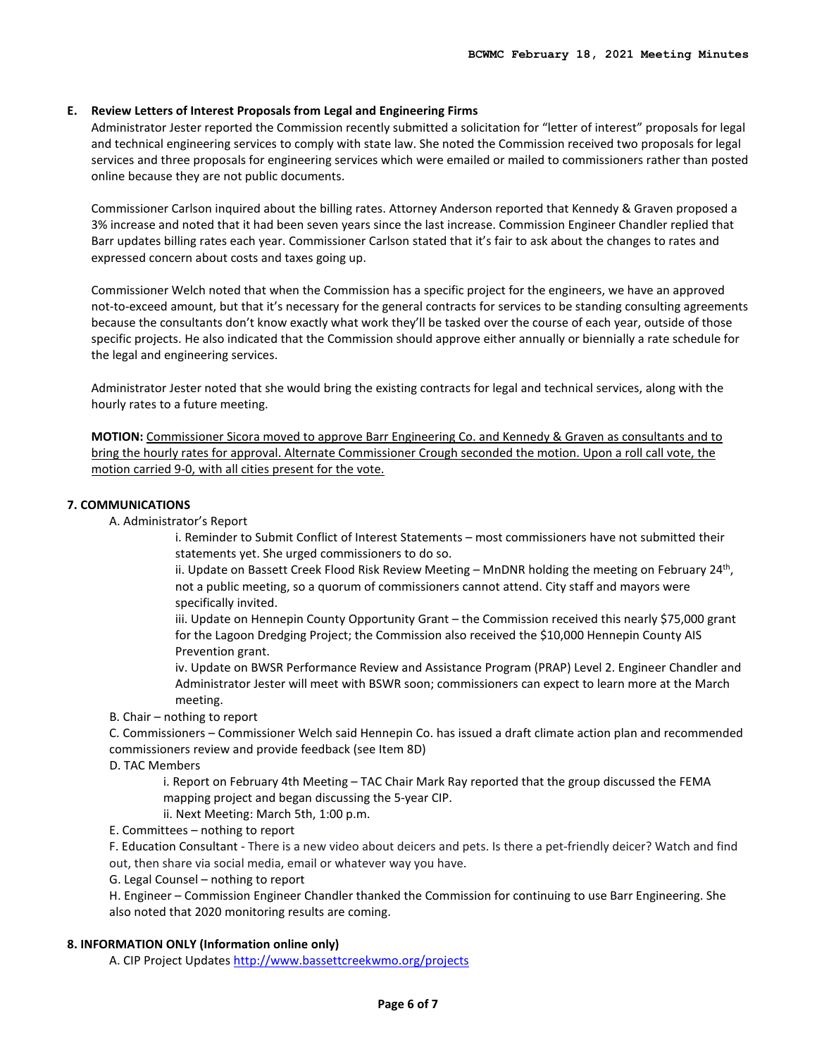**E. Review Letters of Interest Proposals from Legal and Engineering Firms**

Administrator Jester reported the Commission recently submitted a solicitation for "letter of interest" proposals for legal and technical engineering services to comply with state law. She noted the Commission received two proposals for legal services and three proposals for engineering services which were emailed or mailed to commissioners rather than posted online because they are not public documents.

Commissioner Carlson inquired about the billing rates. Attorney Anderson reported that Kennedy & Graven proposed a 3% increase and noted that it had been seven years since the last increase. Commission Engineer Chandler replied that Barr updates billing rates each year. Commissioner Carlson stated that it's fair to ask about the changes to rates and expressed concern about costs and taxes going up.

Commissioner Welch noted that when the Commission has a specific project for the engineers, we have an approved not-to-exceed amount, but that it's necessary for the general contracts for services to be standing consulting agreements because the consultants don't know exactly what work they'll be tasked over the course of each year, outside of those specific projects. He also indicated that the Commission should approve either annually or biennially a rate schedule for the legal and engineering services.

Administrator Jester noted that she would bring the existing contracts for legal and technical services, along with the hourly rates to a future meeting.

**MOTION:** <u>Commissioner Sicora moved to approve Barr Engineering Co. and Kennedy & Graven as consultants and to bring the hourly rates for approval. Alternate Commissioner Crough seconded the motion. Upon a roll call vote, the motion carried 9-0, with all cities present for the vote.</u>

**7. COMMUNICATIONS**

A. Administrator's Report

i. Reminder to Submit Conflict of Interest Statements – most commissioners have not submitted their statements yet. She urged commissioners to do so.

ii. Update on Bassett Creek Flood Risk Review Meeting – MnDNR holding the meeting on February 24th, not a public meeting, so a quorum of commissioners cannot attend. City staff and mayors were specifically invited.

iii. Update on Hennepin County Opportunity Grant – the Commission received this nearly $75,000 grant for the Lagoon Dredging Project; the Commission also received the $10,000 Hennepin County AIS Prevention grant.

iv. Update on BWSR Performance Review and Assistance Program (PRAP) Level 2. Engineer Chandler and Administrator Jester will meet with BSWR soon; commissioners can expect to learn more at the March meeting.

B. Chair – nothing to report

C. Commissioners – Commissioner Welch said Hennepin Co. has issued a draft climate action plan and recommended commissioners review and provide feedback (see Item 8D)

D. TAC Members

i. Report on February 4th Meeting – TAC Chair Mark Ray reported that the group discussed the FEMA mapping project and began discussing the 5-year CIP.

ii. Next Meeting: March 5th, 1:00 p.m.

E. Committees – nothing to report

F. Education Consultant - There is a new video about deicers and pets. Is there a pet-friendly deicer? Watch and find out, then share via social media, email or whatever way you have.

G. Legal Counsel – nothing to report

H. Engineer – Commission Engineer Chandler thanked the Commission for continuing to use Barr Engineering. She also noted that 2020 monitoring results are coming.

**8. INFORMATION ONLY (Information online only)**

A. CIP Project Updates http://www.bassettcreekwmo.org/projects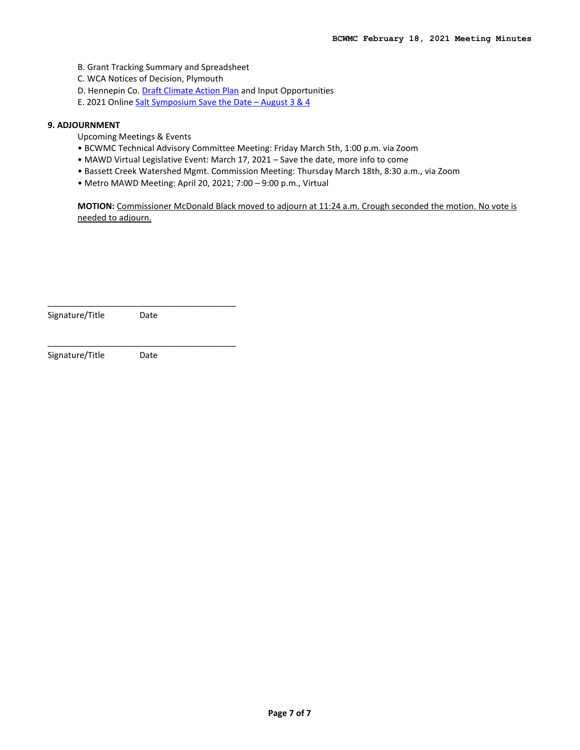B. Grant Tracking Summary and Spreadsheet
C. WCA Notices of Decision, Plymouth
D. Hennepin Co. Draft Climate Action Plan and Input Opportunities
E. 2021 Online Salt Symposium Save the Date – August 3 & 4

**9. ADJOURNMENT**

Upcoming Meetings & Events

- BCWMC Technical Advisory Committee Meeting: Friday March 5th, 1:00 p.m. via Zoom
- MAWD Virtual Legislative Event: March 17, 2021 – Save the date, more info to come
- Bassett Creek Watershed Mgmt. Commission Meeting: Thursday March 18th, 8:30 a.m., via Zoom
- Metro MAWD Meeting: April 20, 2021; 7:00 – 9:00 p.m., Virtual

**MOTION:** Commissioner McDonald Black moved to adjourn at 11:24 a.m. Crough seconded the motion. No vote is needed to adjourn.

___________________________________________

Signature/Title Date

___________________________________________

Signature/Title Date